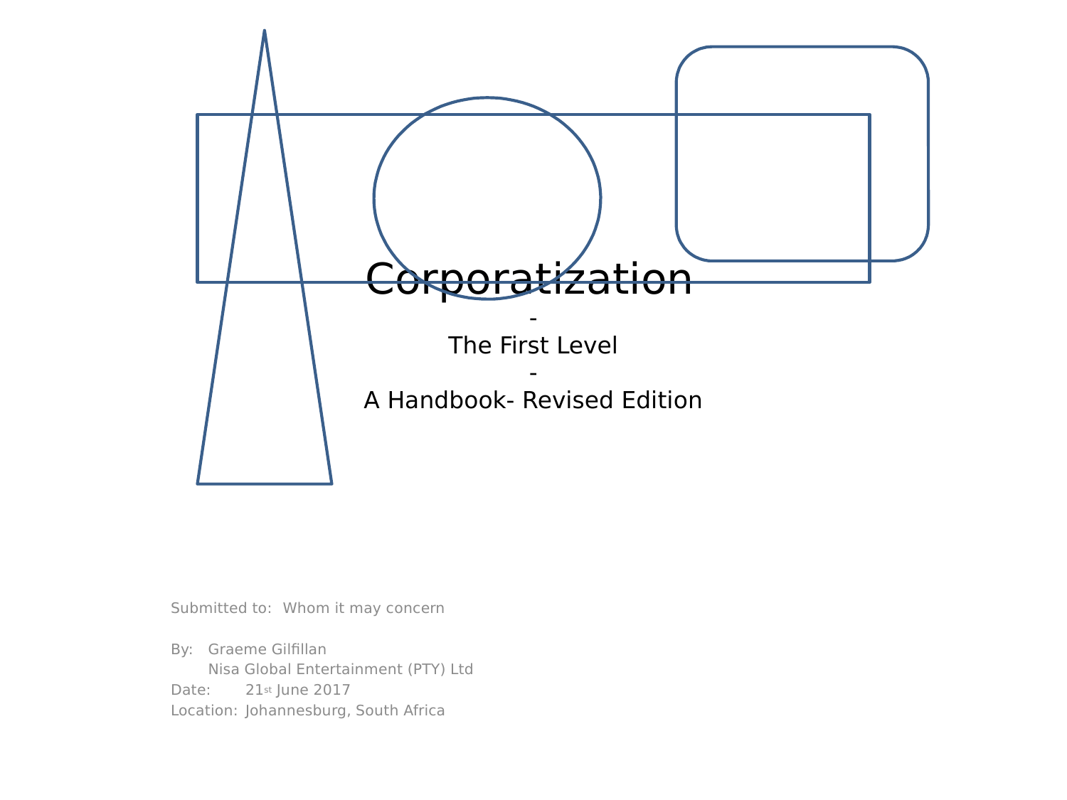# Corporatization

-

The First Level

-

A Handbook- Revised Edition

Submitted to: Whom it may concern

By: Graeme Gilfillan
Nisa Global Entertainment (PTY) Ltd

Date: 21st June 2017

Location: Johannesburg, South Africa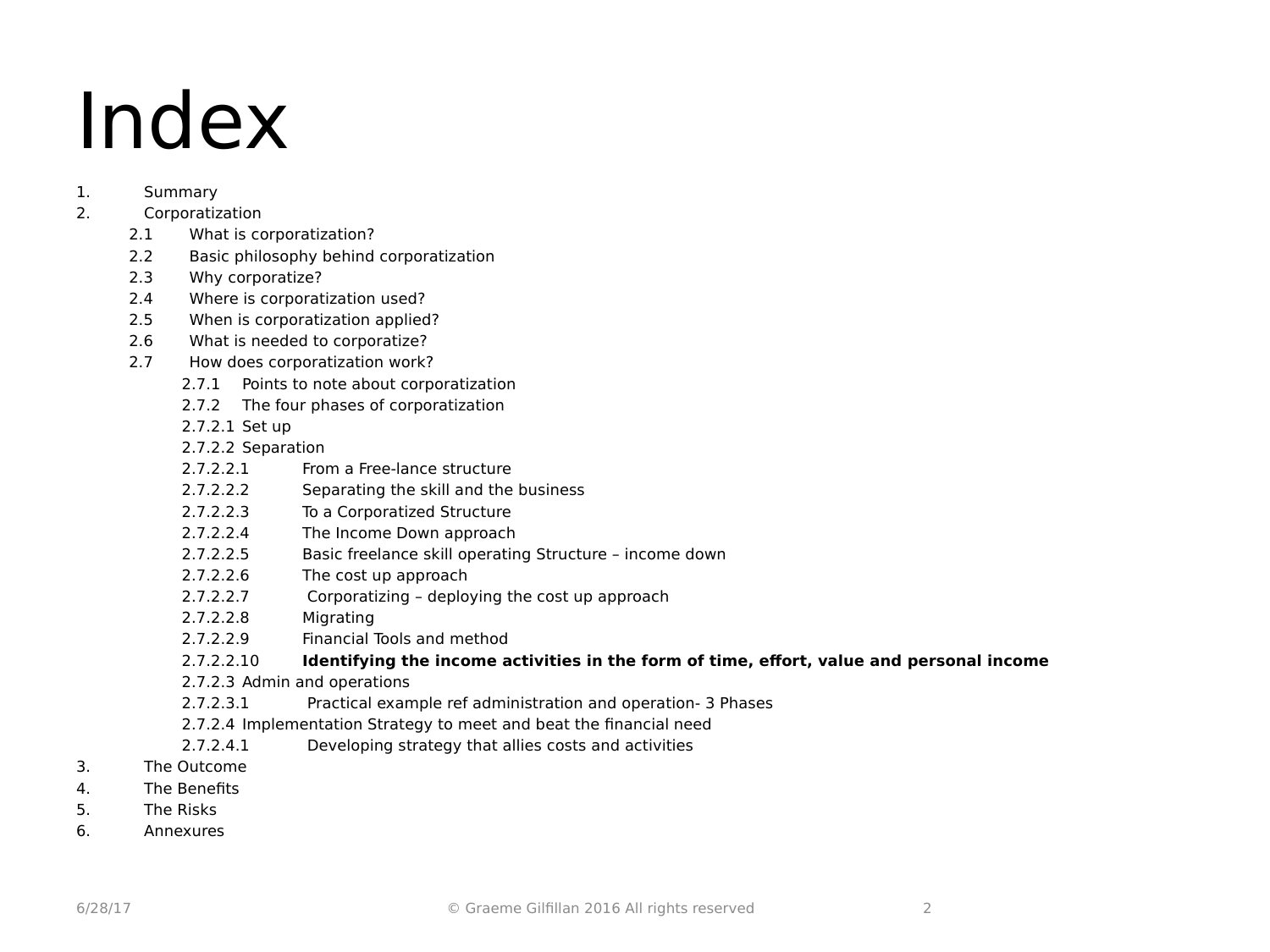# Index

1. Summary
2. Corporatization
    - 2.1 What is corporatization?
    - 2.2 Basic philosophy behind corporatization
    - 2.3 Why corporatize?
    - 2.4 Where is corporatization used?
    - 2.5 When is corporatization applied?
    - 2.6 What is needed to corporatize?
    - 2.7 How does corporatization work?
        - 2.7.1 Points to note about corporatization
        - 2.7.2 The four phases of corporatization
        - 2.7.2.1 Set up
        - 2.7.2.2 Separation
        - 2.7.2.2.1 From a Free-lance structure
        - 2.7.2.2.2 Separating the skill and the business
        - 2.7.2.2.3 To a Corporatized Structure
        - 2.7.2.2.4 The Income Down approach
        - 2.7.2.2.5 Basic freelance skill operating Structure – income down
        - 2.7.2.2.6 The cost up approach
        - 2.7.2.2.7 Corporatizing – deploying the cost up approach
        - 2.7.2.2.8 Migrating
        - 2.7.2.2.9 Financial Tools and method
        - 2.7.2.2.10 **Identifying the income activities in the form of time, effort, value and personal income**
        - 2.7.2.3 Admin and operations
        - 2.7.2.3.1 Practical example ref administration and operation- 3 Phases
        - 2.7.2.4 Implementation Strategy to meet and beat the financial need
        - 2.7.2.4.1 Developing strategy that allies costs and activities
3. The Outcome
4. The Benefits
5. The Risks
6. Annexures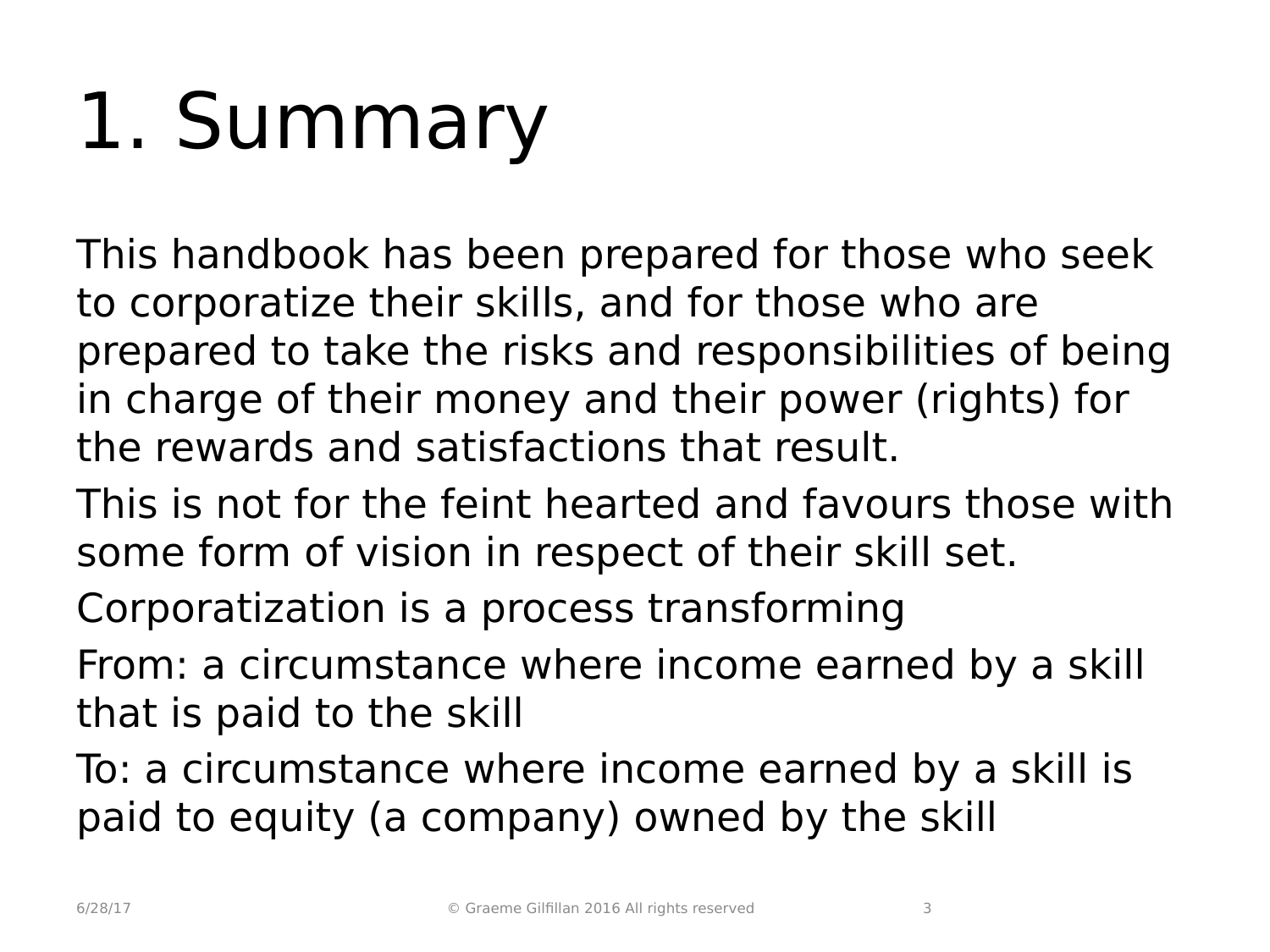# 1. Summary

This handbook has been prepared for those who seek to corporatize their skills, and for those who are prepared to take the risks and responsibilities of being in charge of their money and their power (rights) for the rewards and satisfactions that result.

This is not for the feint hearted and favours those with some form of vision in respect of their skill set.

Corporatization is a process transforming

From: a circumstance where income earned by a skill that is paid to the skill

To: a circumstance where income earned by a skill is paid to equity (a company) owned by the skill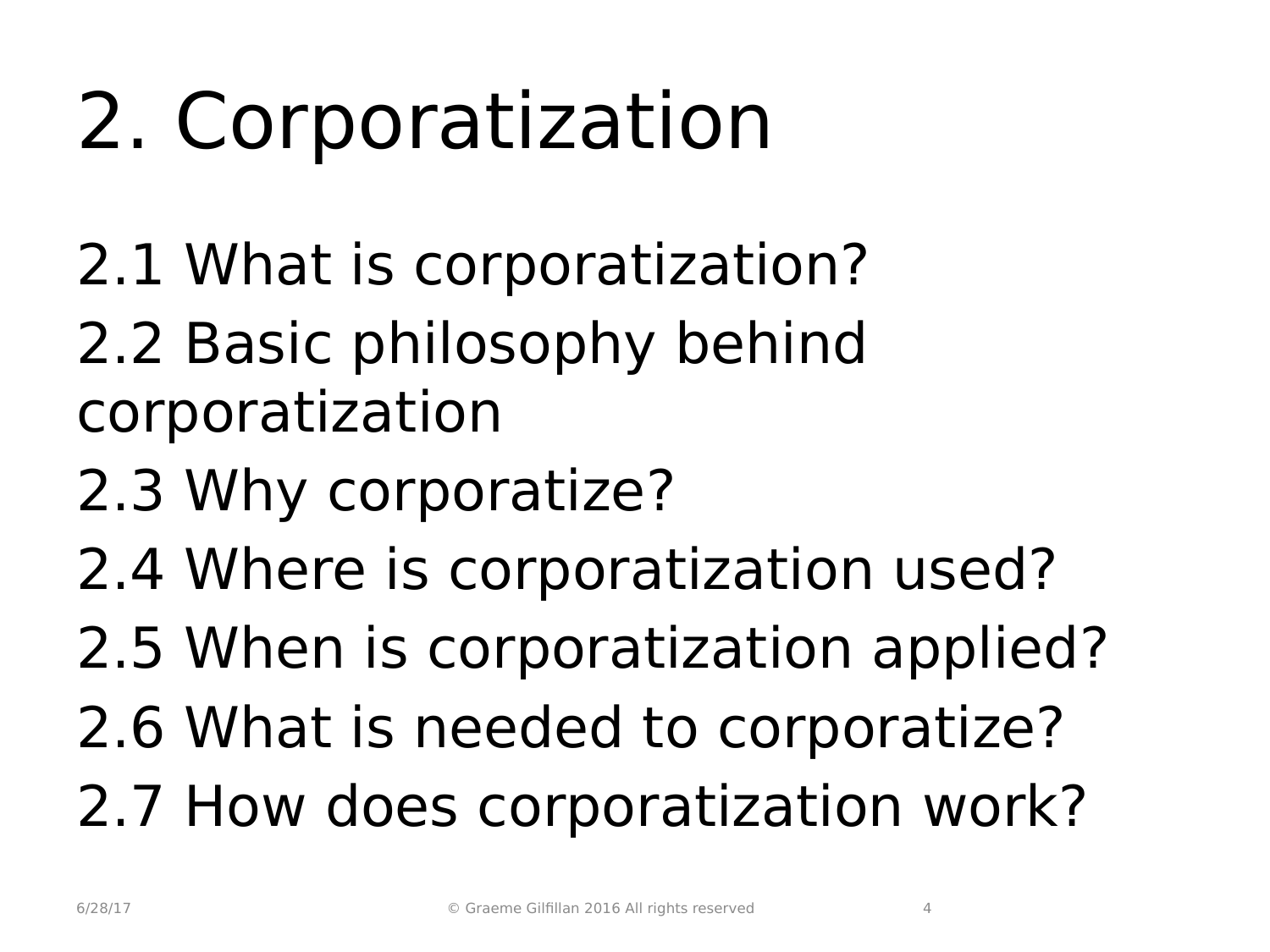# 2. Corporatization

2.1 What is corporatization?

2.2 Basic philosophy behind corporatization

2.3 Why corporatize?

2.4 Where is corporatization used?

2.5 When is corporatization applied?

2.6 What is needed to corporatize?

2.7 How does corporatization work?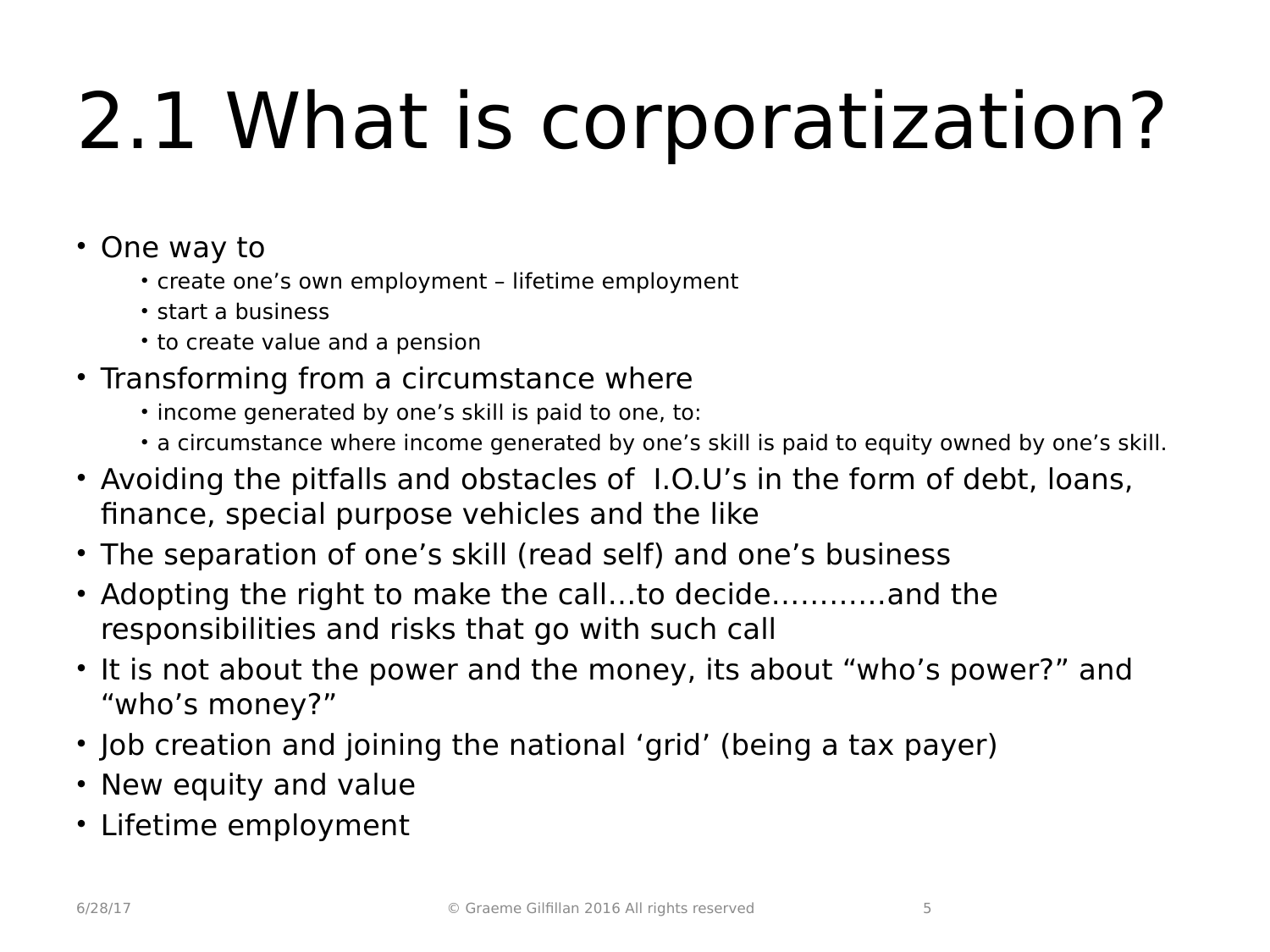# 2.1 What is corporatization?

- One way to
  - create one's own employment – lifetime employment
  - start a business
  - to create value and a pension
- Transforming from a circumstance where
  - income generated by one's skill is paid to one, to:
  - a circumstance where income generated by one's skill is paid to equity owned by one's skill.
- Avoiding the pitfalls and obstacles of I.O.U's in the form of debt, loans, finance, special purpose vehicles and the like
- The separation of one's skill (read self) and one's business
- Adopting the right to make the call…to decide…………and the responsibilities and risks that go with such call
- It is not about the power and the money, its about "who's power?" and "who's money?"
- Job creation and joining the national 'grid' (being a tax payer)
- New equity and value
- Lifetime employment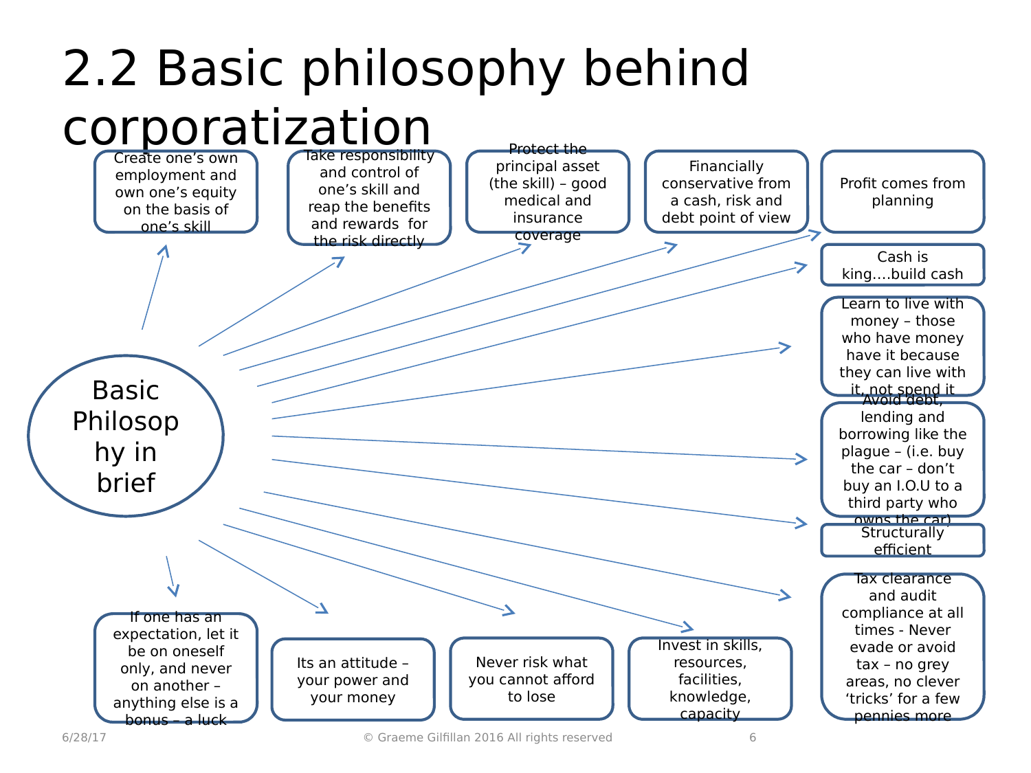# 2.2 Basic philosophy behind corporatization

**Basic Philosophy in brief**

- Create one's own employment and own one's equity on the basis of one's skill
- Take responsibility and control of one's skill and reap the benefits and rewards for the risk directly
- Protect the principal asset (the skill) – good medical and insurance coverage
- Financially conservative from a cash, risk and debt point of view
- Profit comes from planning
- Cash is king….build cash
- Learn to live with money – those who have money have it because they can live with it, not spend it
- Avoid debt, lending and borrowing like the plague – (i.e. buy the car – don't buy an I.O.U to a third party who owns the car)
- Structurally efficient
- Tax clearance and audit compliance at all times - Never evade or avoid tax – no grey areas, no clever 'tricks' for a few pennies more
- Invest in skills, resources, facilities, knowledge, capacity
- Never risk what you cannot afford to lose
- Its an attitude – your power and your money
- If one has an expectation, let it be on oneself only, and never on another – anything else is a bonus – a luck

© Graeme Gilfillan 2016 All rights reserved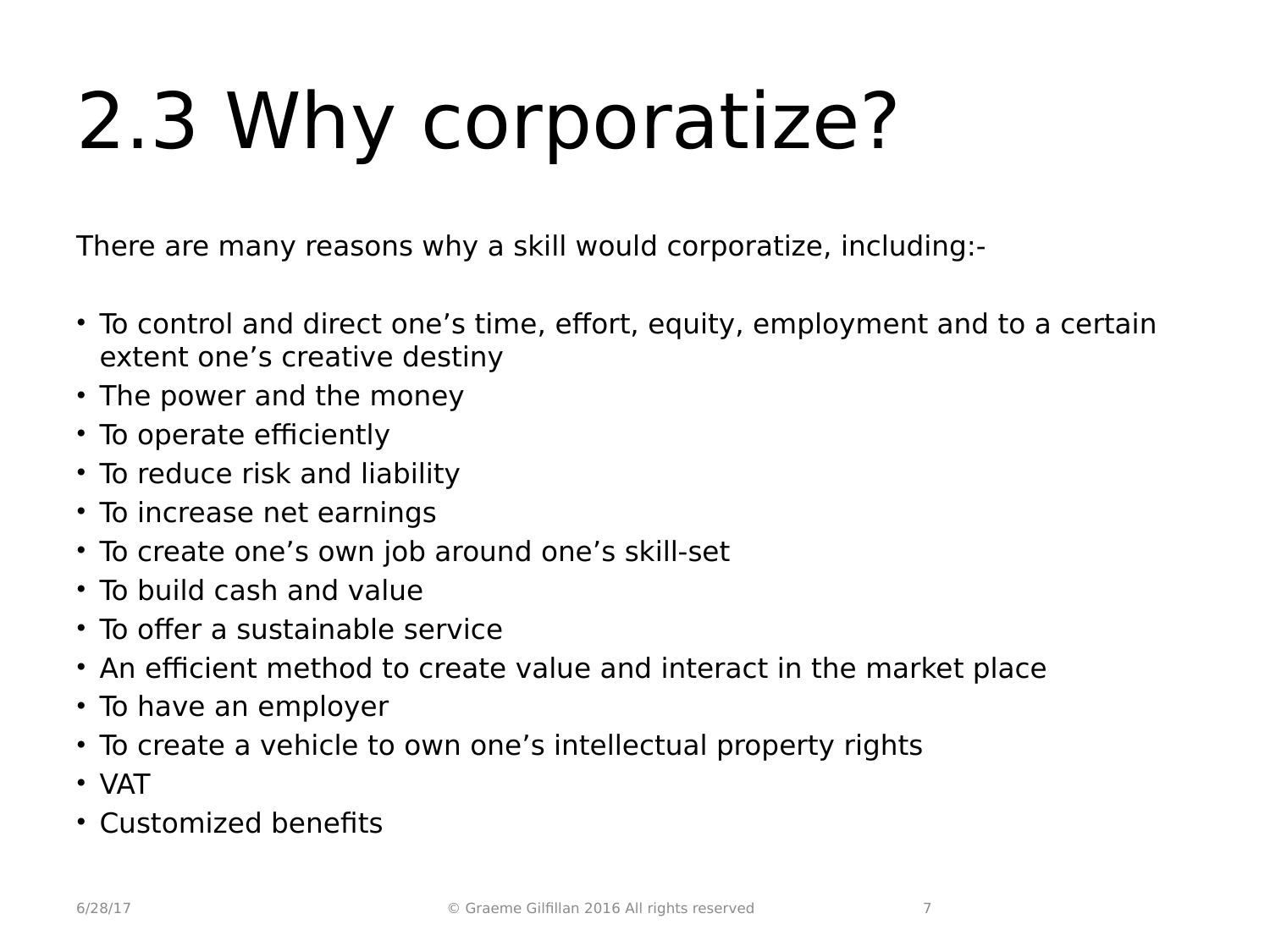# 2.3 Why corporatize?

There are many reasons why a skill would corporatize, including:-

- To control and direct one’s time, effort, equity, employment and to a certain extent one’s creative destiny
- The power and the money
- To operate efficiently
- To reduce risk and liability
- To increase net earnings
- To create one’s own job around one’s skill-set
- To build cash and value
- To offer a sustainable service
- An efficient method to create value and interact in the market place
- To have an employer
- To create a vehicle to own one’s intellectual property rights
- VAT
- Customized benefits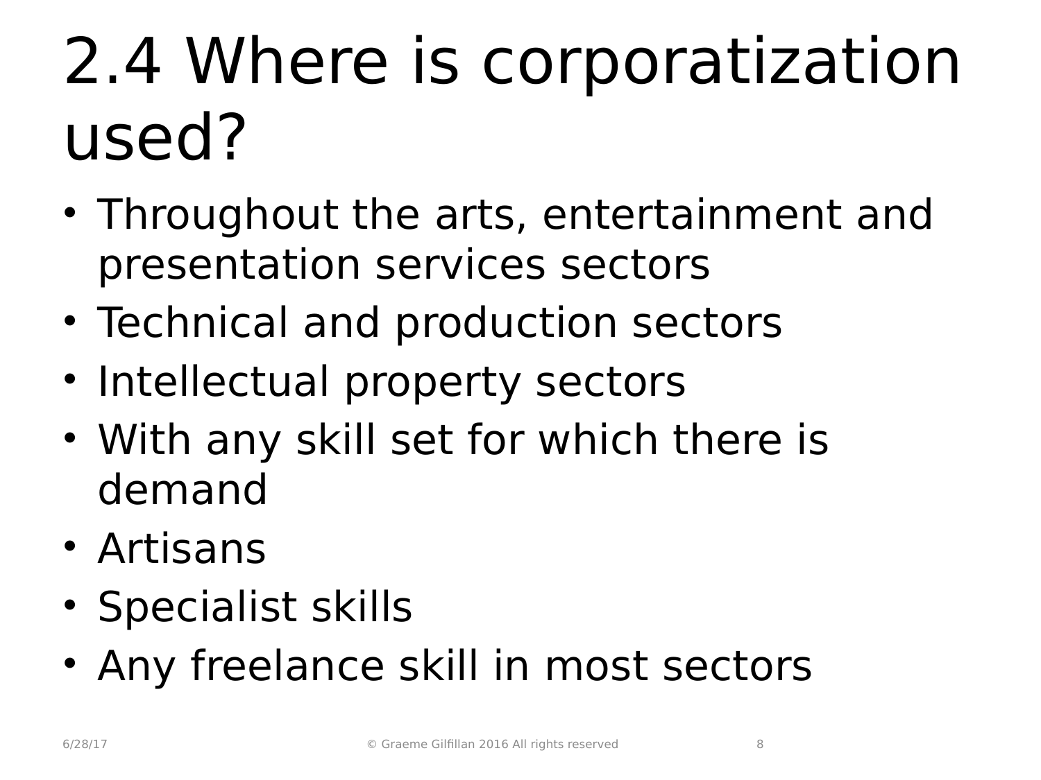# 2.4 Where is corporatization used?

- Throughout the arts, entertainment and presentation services sectors
- Technical and production sectors
- Intellectual property sectors
- With any skill set for which there is demand
- Artisans
- Specialist skills
- Any freelance skill in most sectors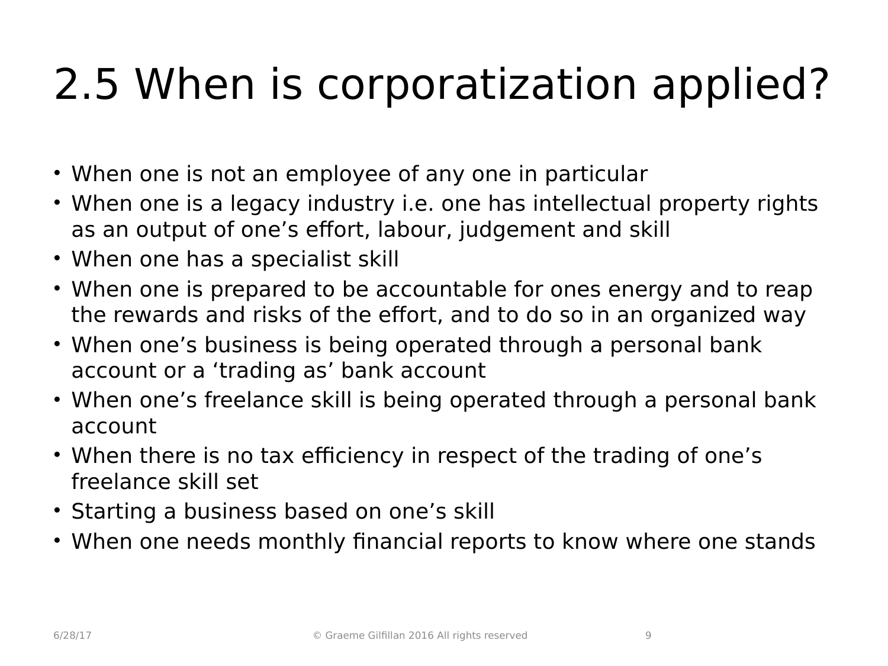# 2.5 When is corporatization applied?

- When one is not an employee of any one in particular
- When one is a legacy industry i.e. one has intellectual property rights as an output of one's effort, labour, judgement and skill
- When one has a specialist skill
- When one is prepared to be accountable for ones energy and to reap the rewards and risks of the effort, and to do so in an organized way
- When one's business is being operated through a personal bank account or a 'trading as' bank account
- When one's freelance skill is being operated through a personal bank account
- When there is no tax efficiency in respect of the trading of one's freelance skill set
- Starting a business based on one's skill
- When one needs monthly financial reports to know where one stands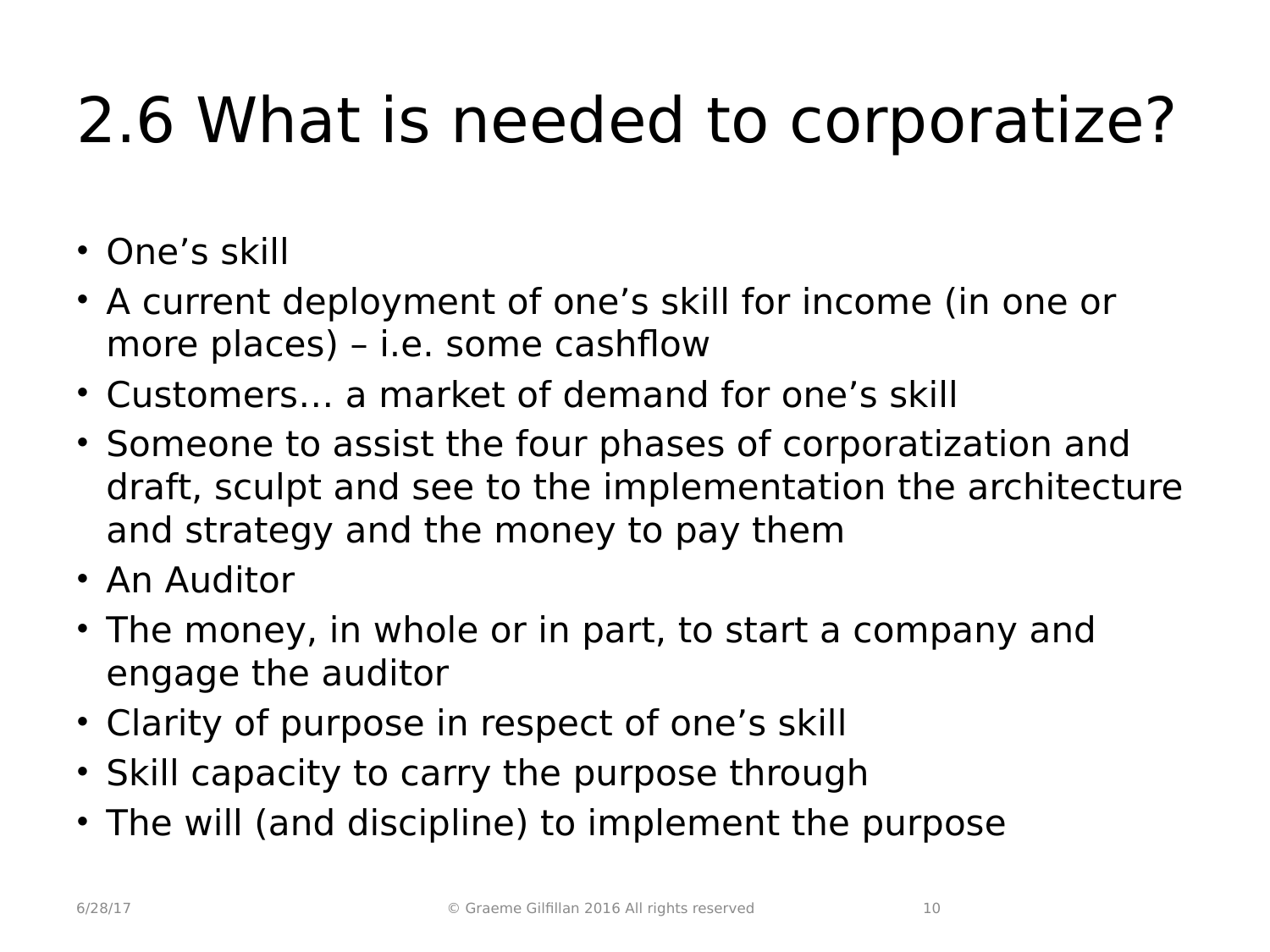# 2.6 What is needed to corporatize?

- One's skill
- A current deployment of one's skill for income (in one or more places) – i.e. some cashflow
- Customers… a market of demand for one's skill
- Someone to assist the four phases of corporatization and draft, sculpt and see to the implementation the architecture and strategy and the money to pay them
- An Auditor
- The money, in whole or in part, to start a company and engage the auditor
- Clarity of purpose in respect of one's skill
- Skill capacity to carry the purpose through
- The will (and discipline) to implement the purpose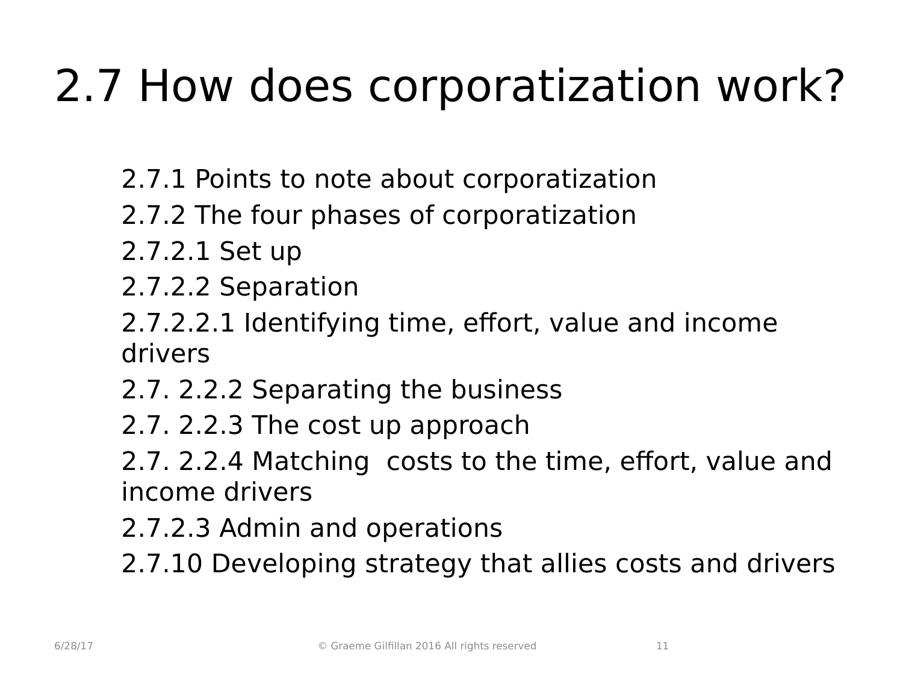# 2.7 How does corporatization work?

2.7.1 Points to note about corporatization

2.7.2 The four phases of corporatization

2.7.2.1 Set up

2.7.2.2 Separation

2.7.2.2.1 Identifying time, effort, value and income drivers

2.7. 2.2.2 Separating the business

2.7. 2.2.3 The cost up approach

2.7. 2.2.4 Matching costs to the time, effort, value and income drivers

2.7.2.3 Admin and operations

2.7.10 Developing strategy that allies costs and drivers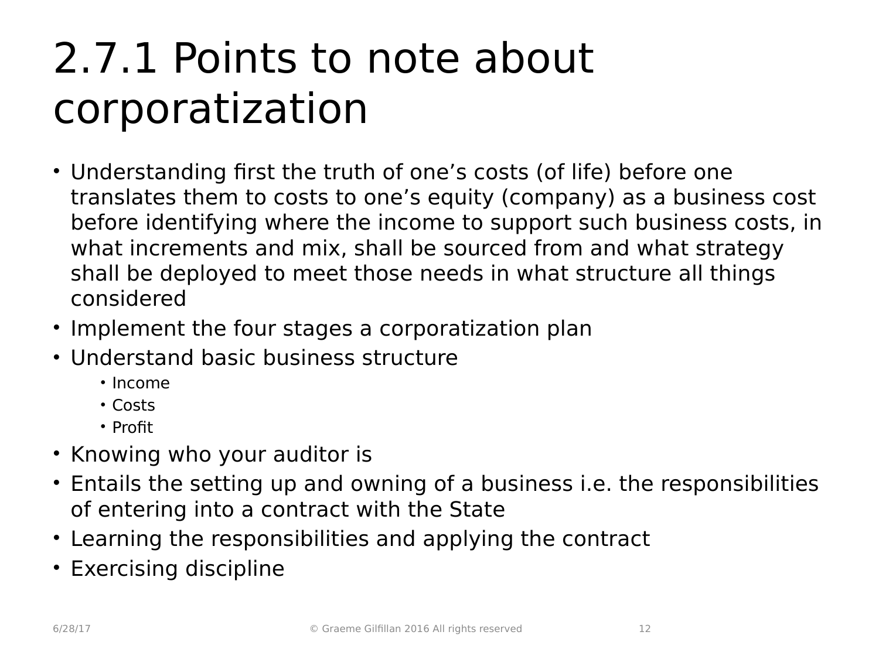# 2.7.1 Points to note about corporatization

- Understanding first the truth of one's costs (of life) before one translates them to costs to one's equity (company) as a business cost before identifying where the income to support such business costs, in what increments and mix, shall be sourced from and what strategy shall be deployed to meet those needs in what structure all things considered
- Implement the four stages a corporatization plan
- Understand basic business structure
  - Income
  - Costs
  - Profit
- Knowing who your auditor is
- Entails the setting up and owning of a business i.e. the responsibilities of entering into a contract with the State
- Learning the responsibilities and applying the contract
- Exercising discipline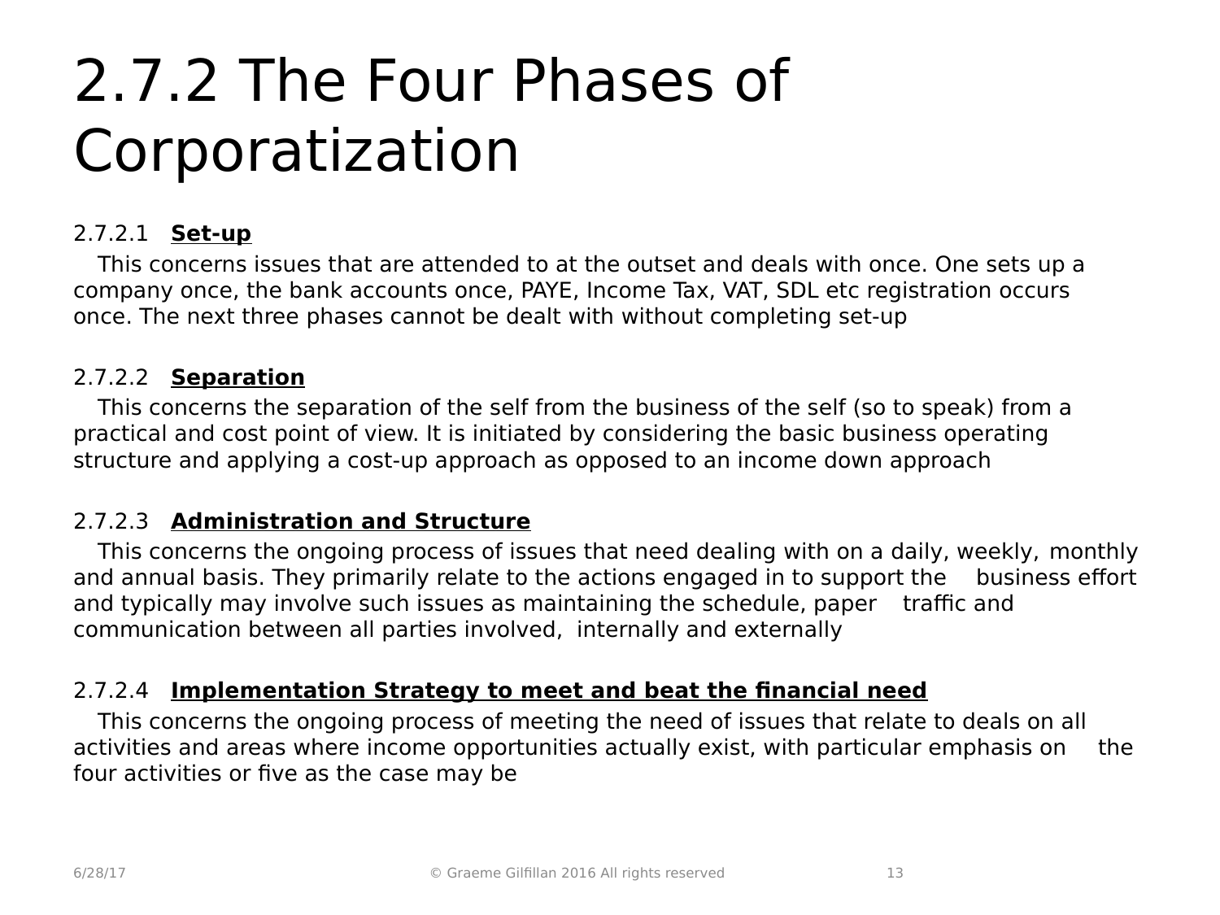# 2.7.2 The Four Phases of Corporatization

2.7.2.1 **Set-up**

This concerns issues that are attended to at the outset and deals with once. One sets up a company once, the bank accounts once, PAYE, Income Tax, VAT, SDL etc registration occurs once. The next three phases cannot be dealt with without completing set-up

2.7.2.2 **Separation**

This concerns the separation of the self from the business of the self (so to speak) from a practical and cost point of view. It is initiated by considering the basic business operating structure and applying a cost-up approach as opposed to an income down approach

2.7.2.3 **Administration and Structure**

This concerns the ongoing process of issues that need dealing with on a daily, weekly, monthly and annual basis. They primarily relate to the actions engaged in to support the business effort and typically may involve such issues as maintaining the schedule, paper traffic and communication between all parties involved, internally and externally

2.7.2.4 **Implementation Strategy to meet and beat the financial need**

This concerns the ongoing process of meeting the need of issues that relate to deals on all activities and areas where income opportunities actually exist, with particular emphasis on the four activities or five as the case may be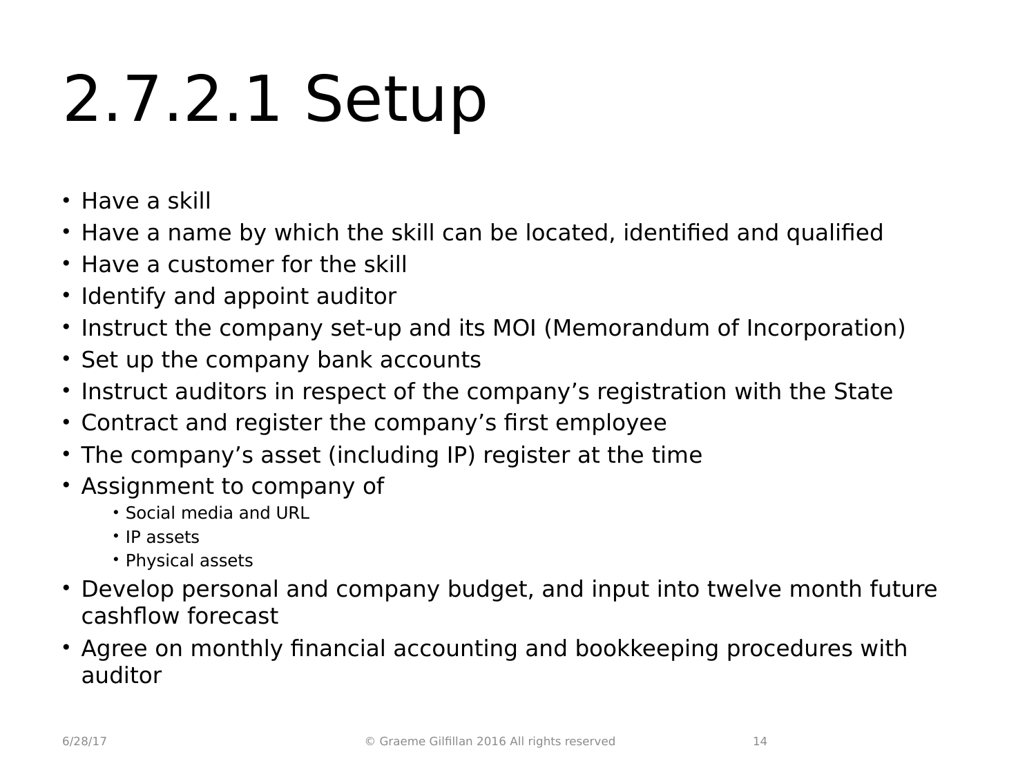# 2.7.2.1 Setup

- Have a skill
- Have a name by which the skill can be located, identified and qualified
- Have a customer for the skill
- Identify and appoint auditor
- Instruct the company set-up and its MOI (Memorandum of Incorporation)
- Set up the company bank accounts
- Instruct auditors in respect of the company's registration with the State
- Contract and register the company's first employee
- The company's asset (including IP) register at the time
- Assignment to company of
  - Social media and URL
  - IP assets
  - Physical assets
- Develop personal and company budget, and input into twelve month future cashflow forecast
- Agree on monthly financial accounting and bookkeeping procedures with auditor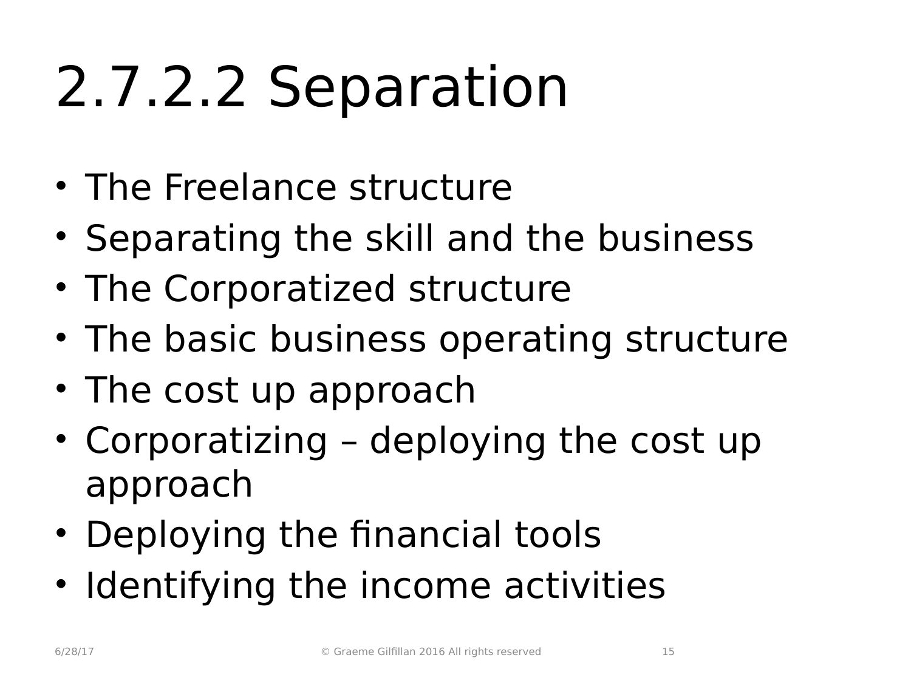# 2.7.2.2 Separation

- The Freelance structure
- Separating the skill and the business
- The Corporatized structure
- The basic business operating structure
- The cost up approach
- Corporatizing – deploying the cost up approach
- Deploying the financial tools
- Identifying the income activities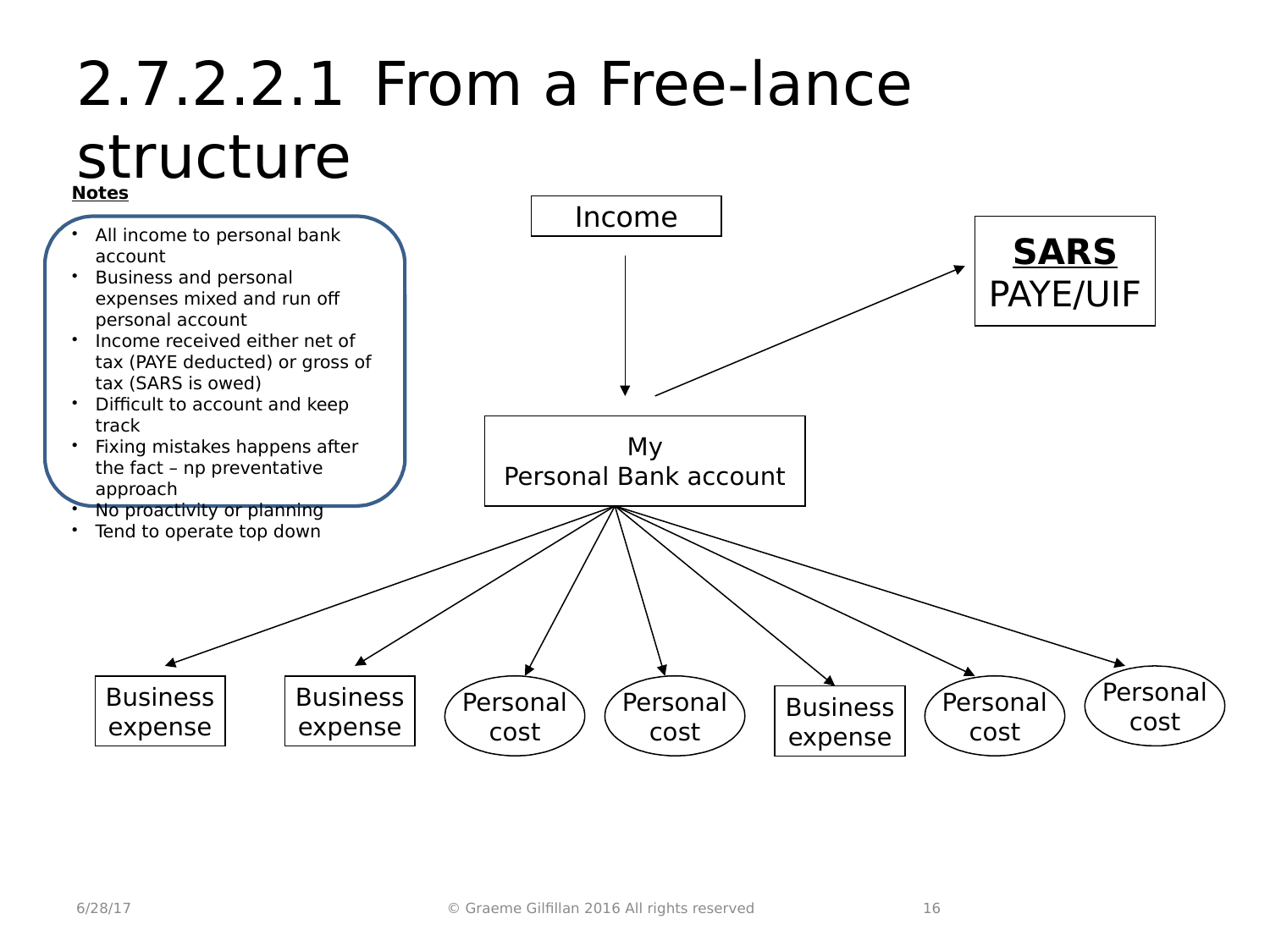# 2.7.2.2.1 From a Free-lance structure

**Notes**

- All income to personal bank account
- Business and personal expenses mixed and run off personal account
- Income received either net of tax (PAYE deducted) or gross of tax (SARS is owed)
- Difficult to account and keep track
- Fixing mistakes happens after the fact – np preventative approach
- No proactivity or planning
- Tend to operate top down

Income

**SARS**
PAYE/UIF

My
Personal Bank account

Business expense

Business expense

Personal cost

Personal cost

Business expense

Personal cost

Personal cost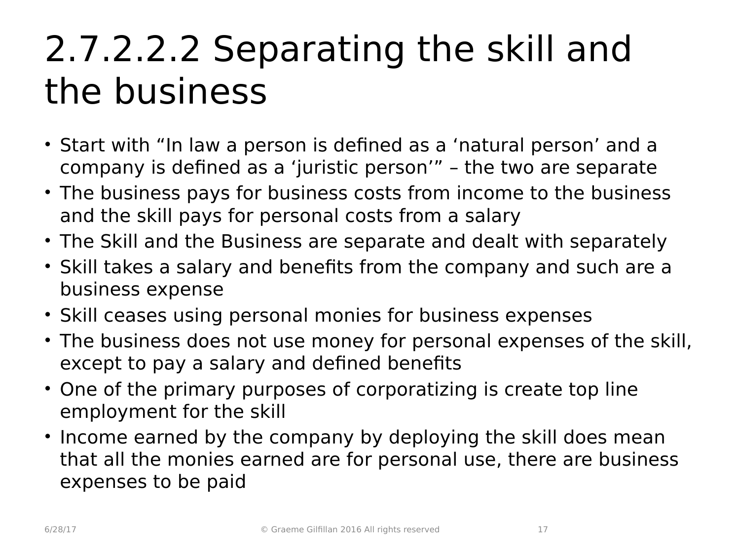# 2.7.2.2.2 Separating the skill and the business

- Start with “In law a person is defined as a ‘natural person’ and a company is defined as a ‘juristic person’” – the two are separate
- The business pays for business costs from income to the business and the skill pays for personal costs from a salary
- The Skill and the Business are separate and dealt with separately
- Skill takes a salary and benefits from the company and such are a business expense
- Skill ceases using personal monies for business expenses
- The business does not use money for personal expenses of the skill, except to pay a salary and defined benefits
- One of the primary purposes of corporatizing is create top line employment for the skill
- Income earned by the company by deploying the skill does mean that all the monies earned are for personal use, there are business expenses to be paid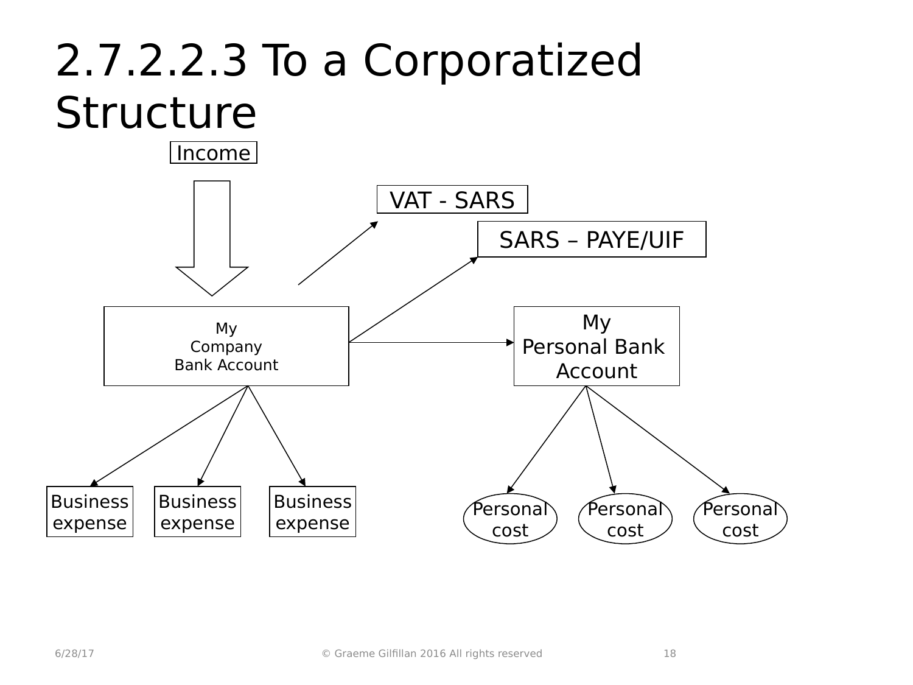# 2.7.2.2.3 To a Corporatized Structure

Income

VAT - SARS

SARS – PAYE/UIF

My Company Bank Account

My Personal Bank Account

Business expense

Business expense

Business expense

Personal cost

Personal cost

Personal cost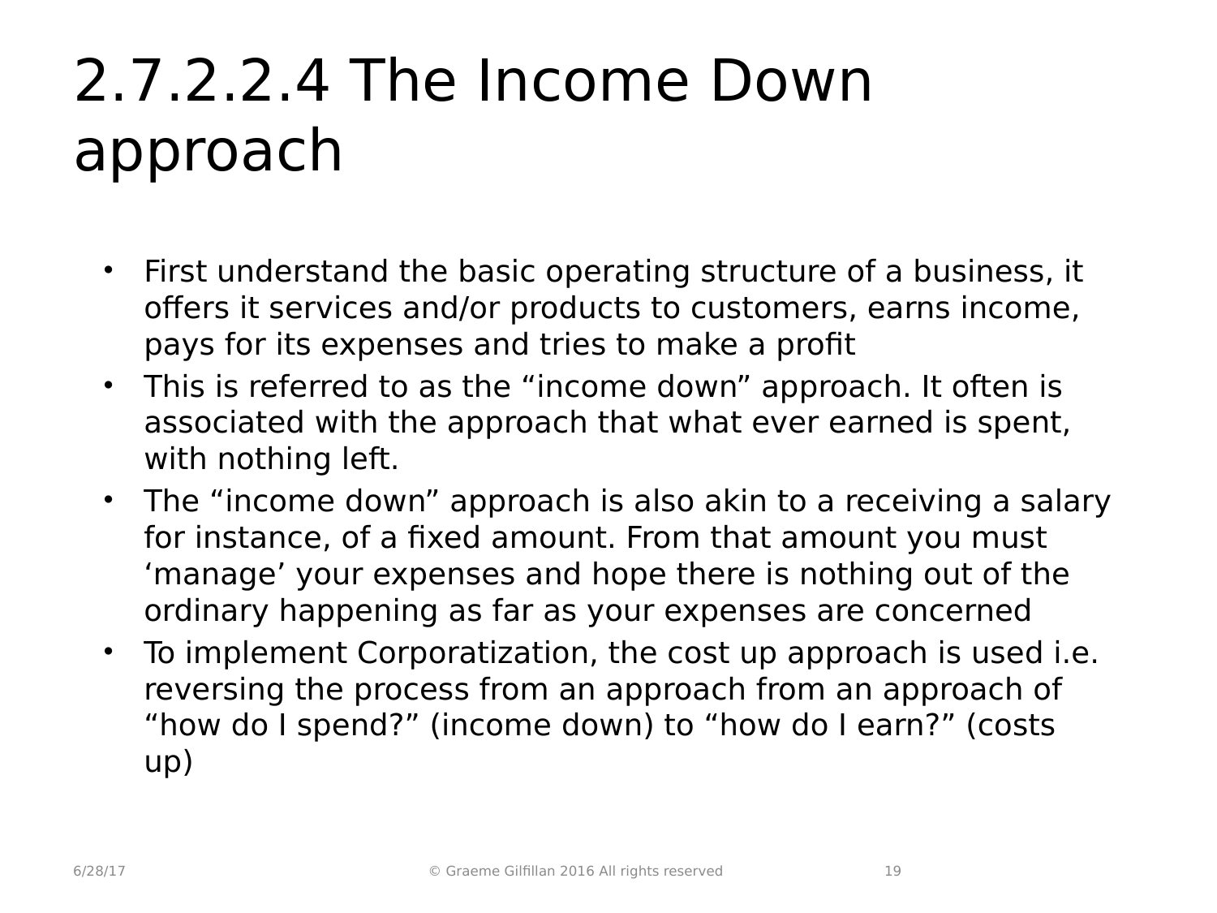# 2.7.2.2.4 The Income Down approach

- First understand the basic operating structure of a business, it offers it services and/or products to customers, earns income, pays for its expenses and tries to make a profit
- This is referred to as the “income down” approach. It often is associated with the approach that what ever earned is spent, with nothing left.
- The “income down” approach is also akin to a receiving a salary for instance, of a fixed amount. From that amount you must ‘manage’ your expenses and hope there is nothing out of the ordinary happening as far as your expenses are concerned
- To implement Corporatization, the cost up approach is used i.e. reversing the process from an approach from an approach of “how do I spend?” (income down) to “how do I earn?” (costs up)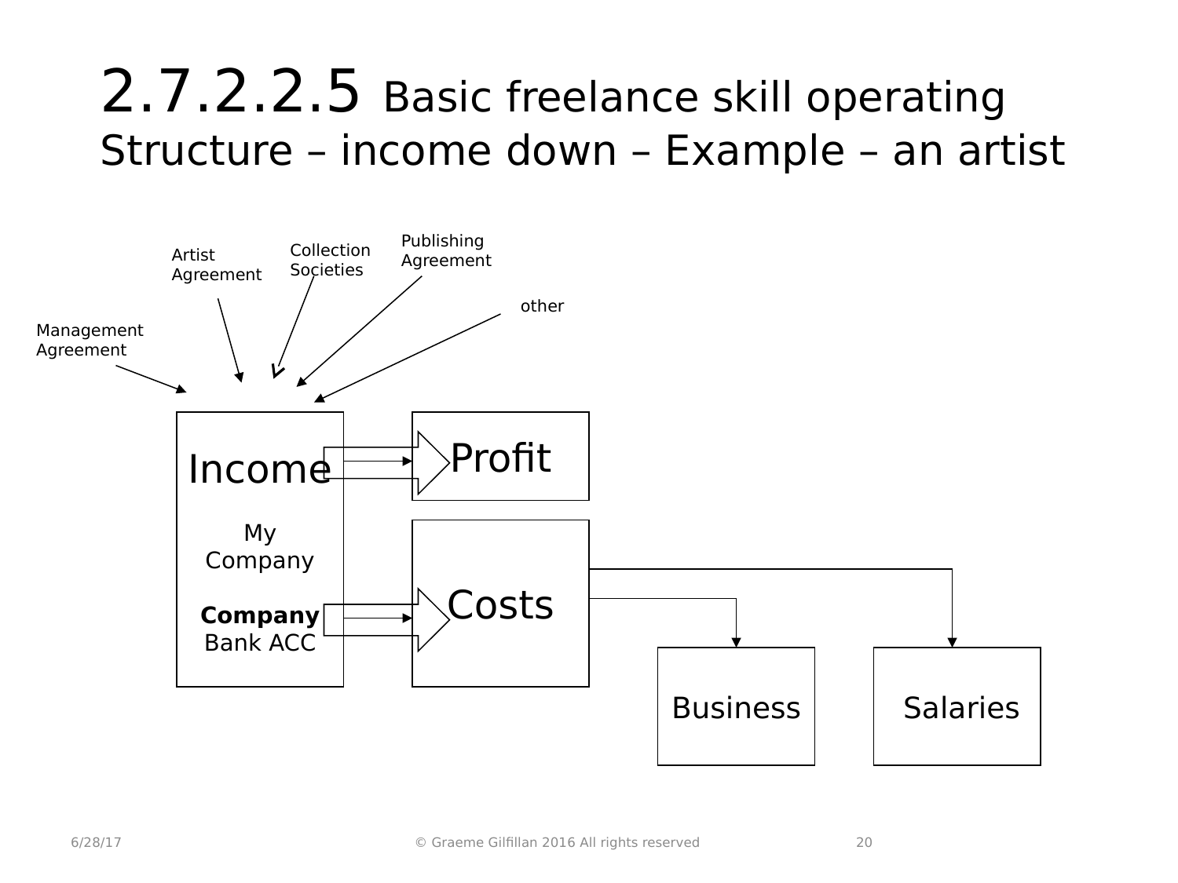# 2.7.2.2.5 Basic freelance skill operating Structure – income down – Example – an artist

Management Agreement

Artist Agreement

Collection Societies

Publishing Agreement

other

Income

My Company

**Company** Bank ACC

Profit

Costs

Business

Salaries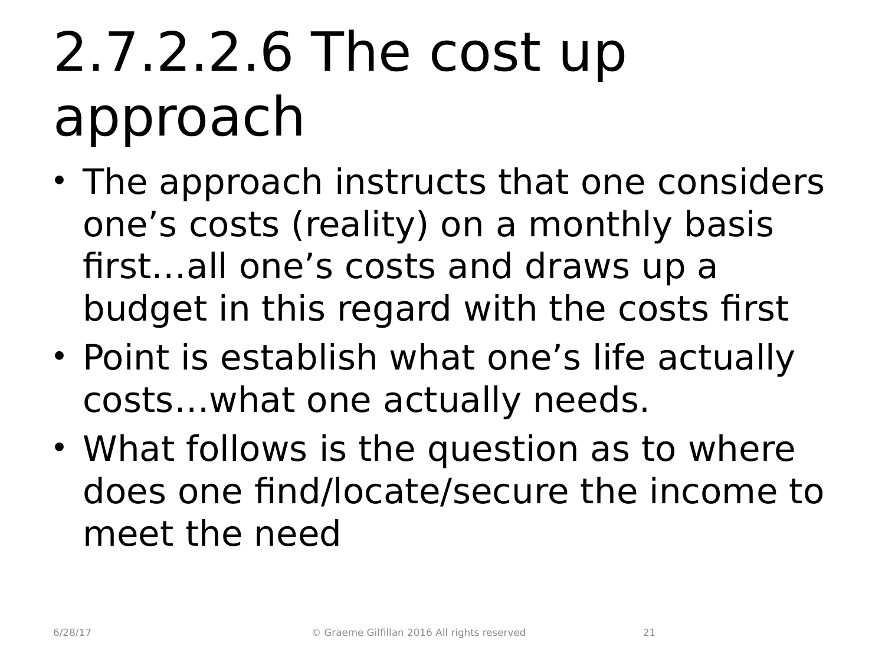# 2.7.2.2.6 The cost up approach

- The approach instructs that one considers one's costs (reality) on a monthly basis first…all one's costs and draws up a budget in this regard with the costs first
- Point is establish what one's life actually costs…what one actually needs.
- What follows is the question as to where does one find/locate/secure the income to meet the need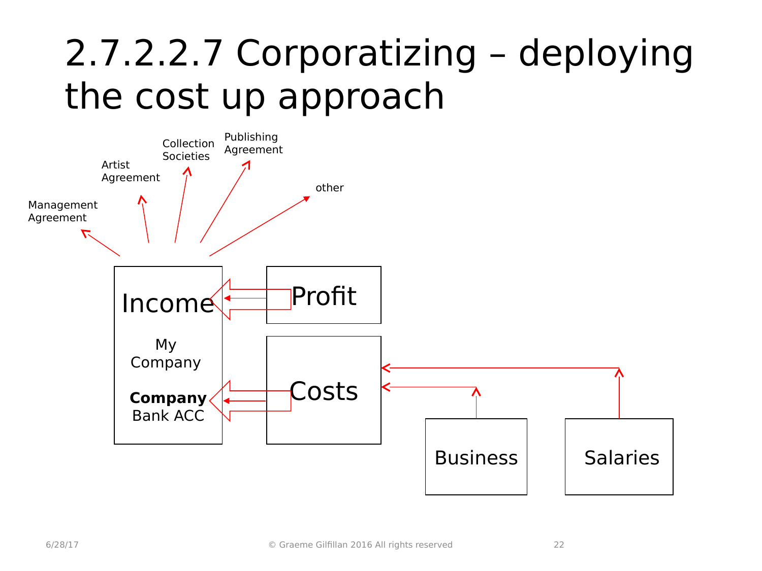# 2.7.2.2.7 Corporatizing – deploying the cost up approach

Management Agreement

Artist Agreement

Collection Societies

Publishing Agreement

other

Income

My Company

**Company** Bank ACC

Profit

Costs

Business

Salaries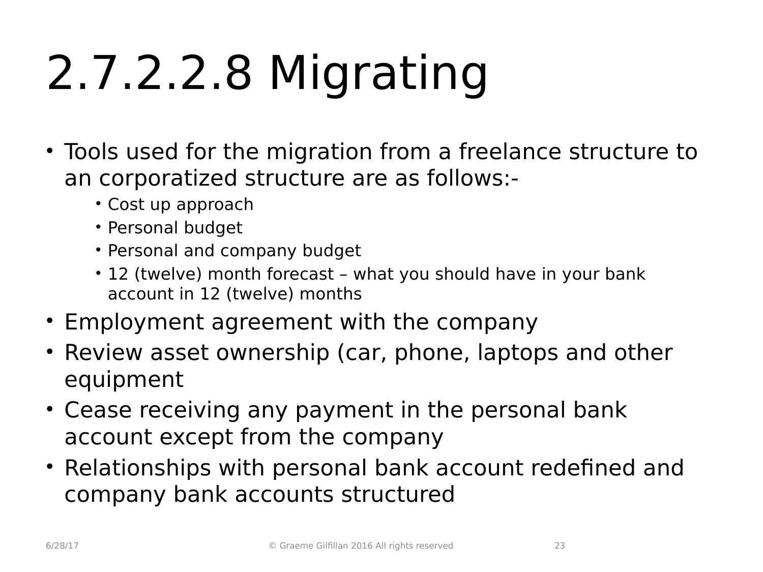# 2.7.2.2.8 Migrating

- Tools used for the migration from a freelance structure to an corporatized structure are as follows:-
  - Cost up approach
  - Personal budget
  - Personal and company budget
  - 12 (twelve) month forecast – what you should have in your bank account in 12 (twelve) months
- Employment agreement with the company
- Review asset ownership (car, phone, laptops and other equipment
- Cease receiving any payment in the personal bank account except from the company
- Relationships with personal bank account redefined and company bank accounts structured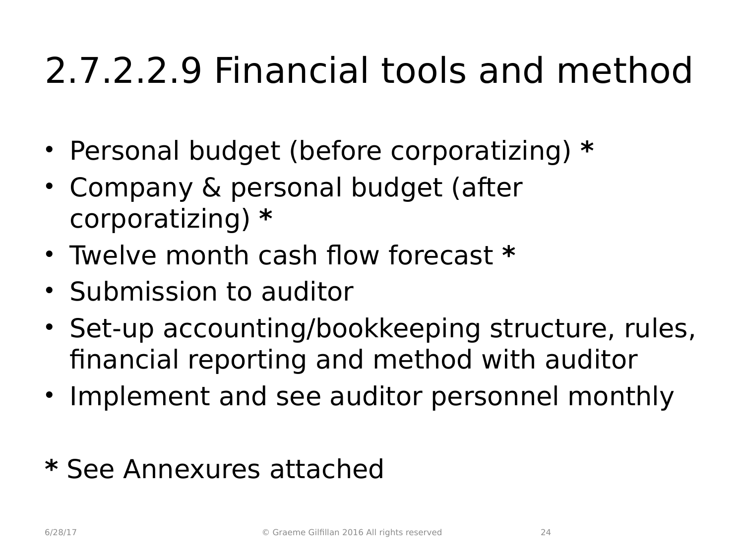# 2.7.2.2.9 Financial tools and method

- Personal budget (before corporatizing) **\***
- Company & personal budget (after corporatizing) **\***
- Twelve month cash flow forecast **\***
- Submission to auditor
- Set-up accounting/bookkeeping structure, rules, financial reporting and method with auditor
- Implement and see auditor personnel monthly

**\*** See Annexures attached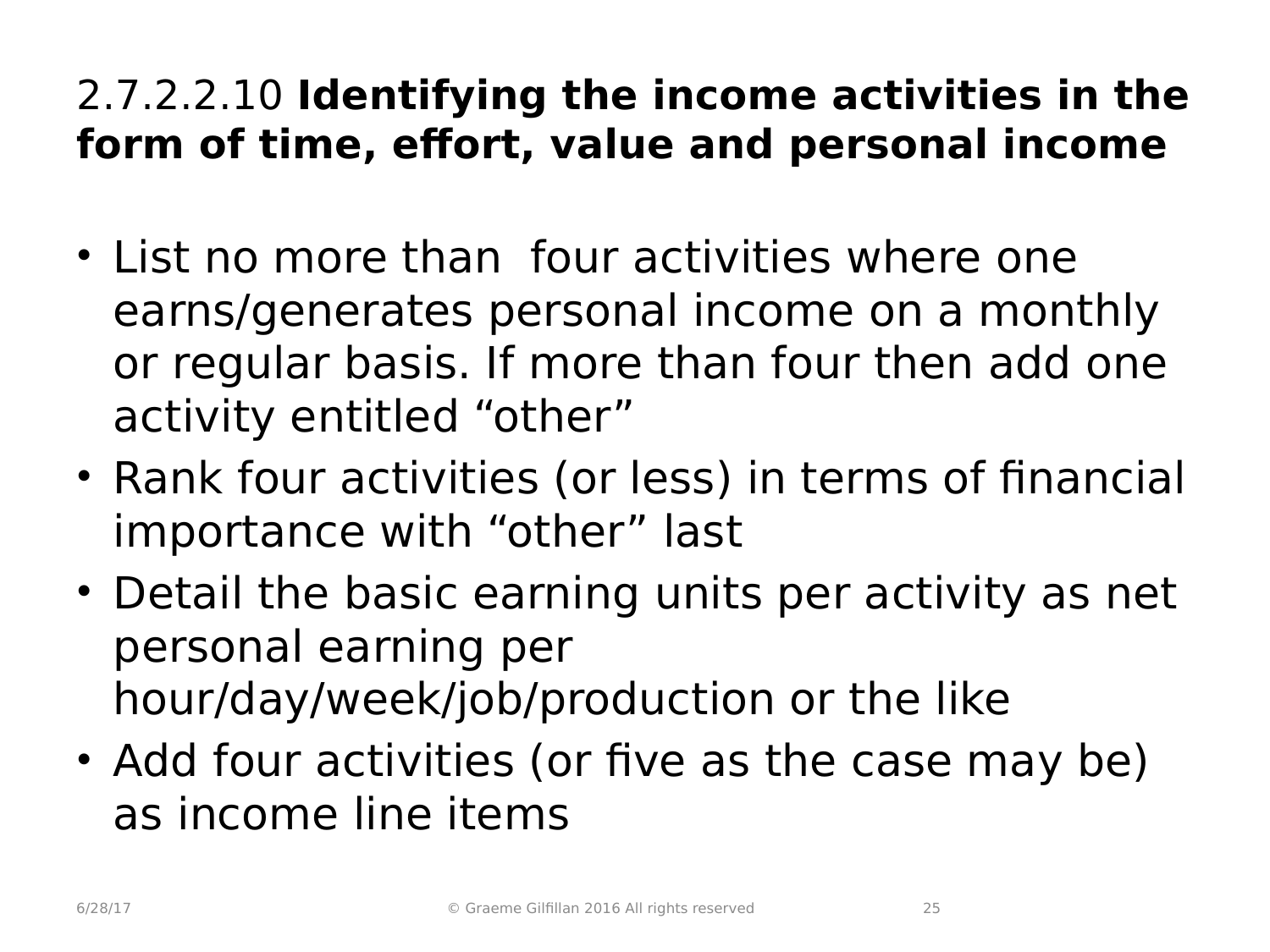## 2.7.2.2.10 **Identifying the income activities in the form of time, effort, value and personal income**

- List no more than four activities where one earns/generates personal income on a monthly or regular basis. If more than four then add one activity entitled “other”
- Rank four activities (or less) in terms of financial importance with “other” last
- Detail the basic earning units per activity as net personal earning per hour/day/week/job/production or the like
- Add four activities (or five as the case may be) as income line items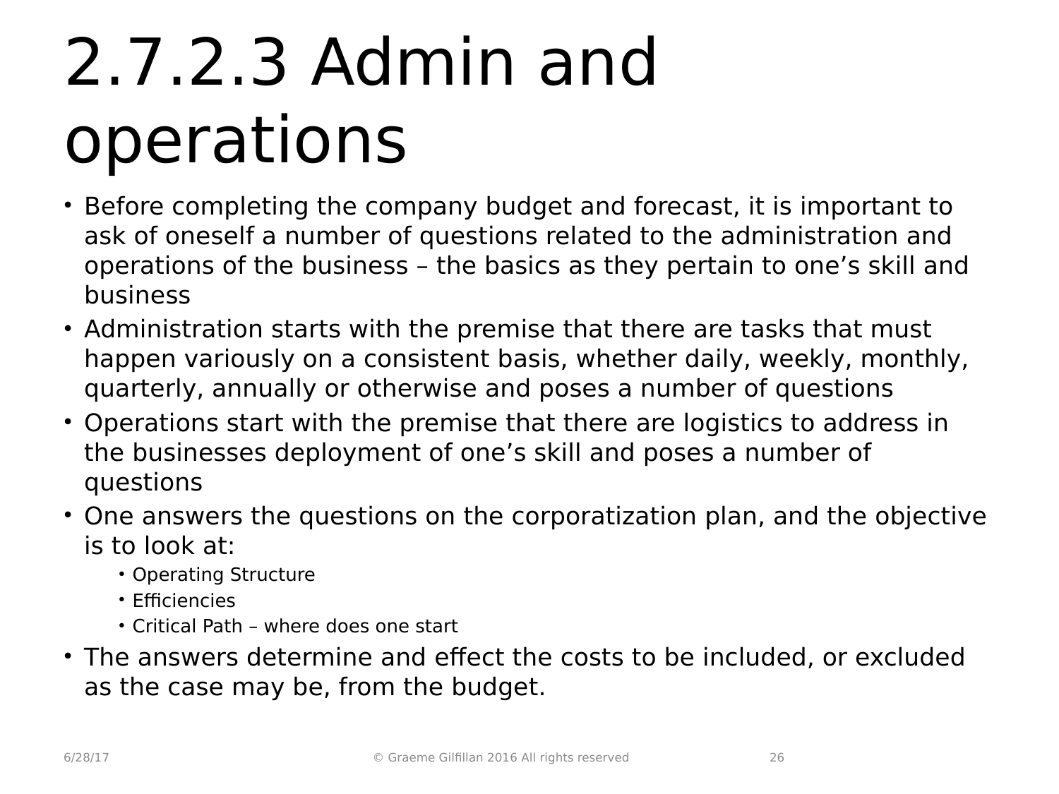# 2.7.2.3 Admin and operations

- Before completing the company budget and forecast, it is important to ask of oneself a number of questions related to the administration and operations of the business – the basics as they pertain to one's skill and business
- Administration starts with the premise that there are tasks that must happen variously on a consistent basis, whether daily, weekly, monthly, quarterly, annually or otherwise and poses a number of questions
- Operations start with the premise that there are logistics to address in the businesses deployment of one's skill and poses a number of questions
- One answers the questions on the corporatization plan, and the objective is to look at:
  - Operating Structure
  - Efficiencies
  - Critical Path – where does one start
- The answers determine and effect the costs to be included, or excluded as the case may be, from the budget.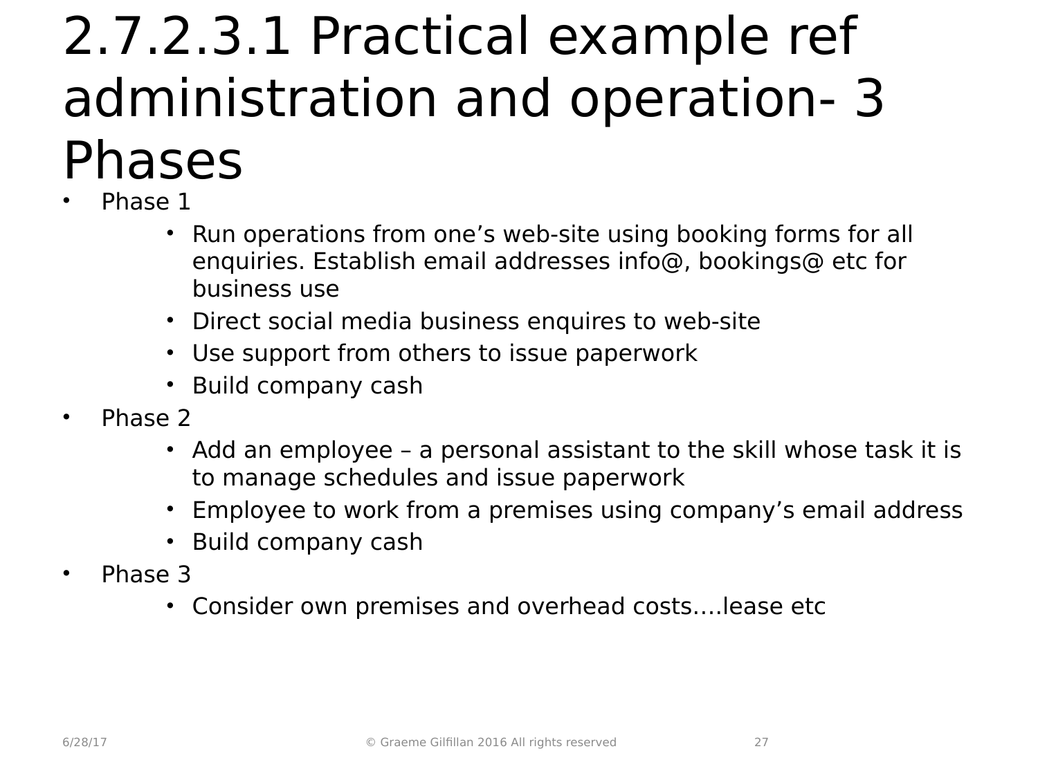# 2.7.2.3.1 Practical example ref administration and operation- 3 Phases

- Phase 1
  - Run operations from one’s web-site using booking forms for all enquiries. Establish email addresses info@, bookings@ etc for business use
  - Direct social media business enquires to web-site
  - Use support from others to issue paperwork
  - Build company cash
- Phase 2
  - Add an employee – a personal assistant to the skill whose task it is to manage schedules and issue paperwork
  - Employee to work from a premises using company’s email address
  - Build company cash
- Phase 3
  - Consider own premises and overhead costs….lease etc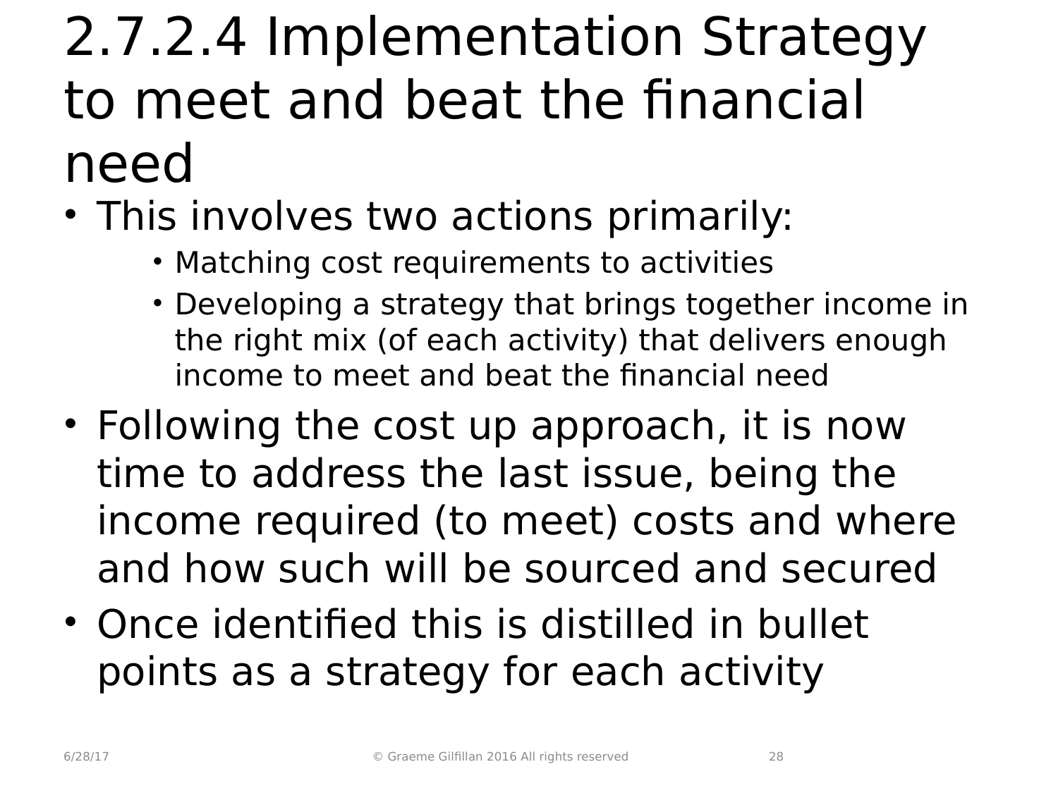# 2.7.2.4 Implementation Strategy to meet and beat the financial need

- This involves two actions primarily:
  - Matching cost requirements to activities
  - Developing a strategy that brings together income in the right mix (of each activity) that delivers enough income to meet and beat the financial need
- Following the cost up approach, it is now time to address the last issue, being the income required (to meet) costs and where and how such will be sourced and secured
- Once identified this is distilled in bullet points as a strategy for each activity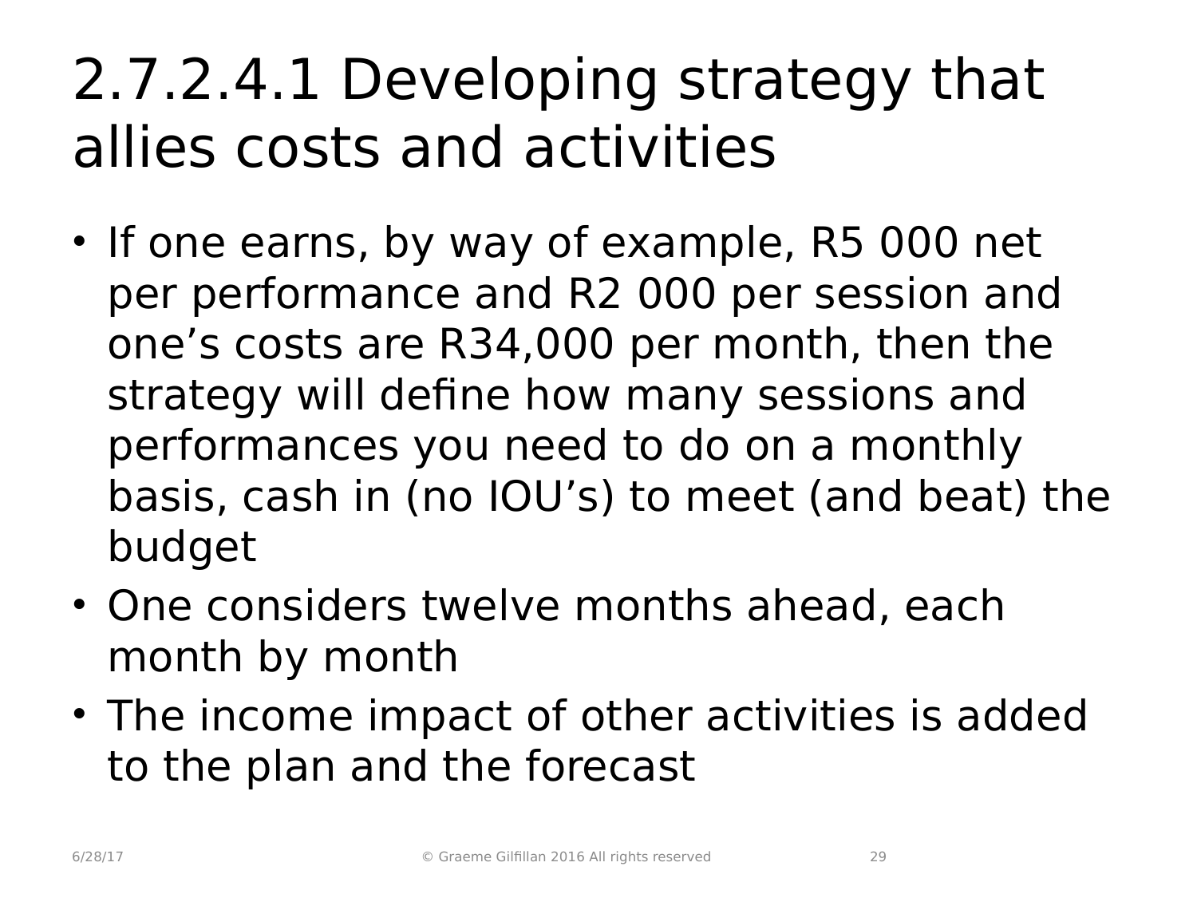# 2.7.2.4.1 Developing strategy that allies costs and activities

- If one earns, by way of example, R5 000 net per performance and R2 000 per session and one's costs are R34,000 per month, then the strategy will define how many sessions and performances you need to do on a monthly basis, cash in (no IOU's) to meet (and beat) the budget
- One considers twelve months ahead, each month by month
- The income impact of other activities is added to the plan and the forecast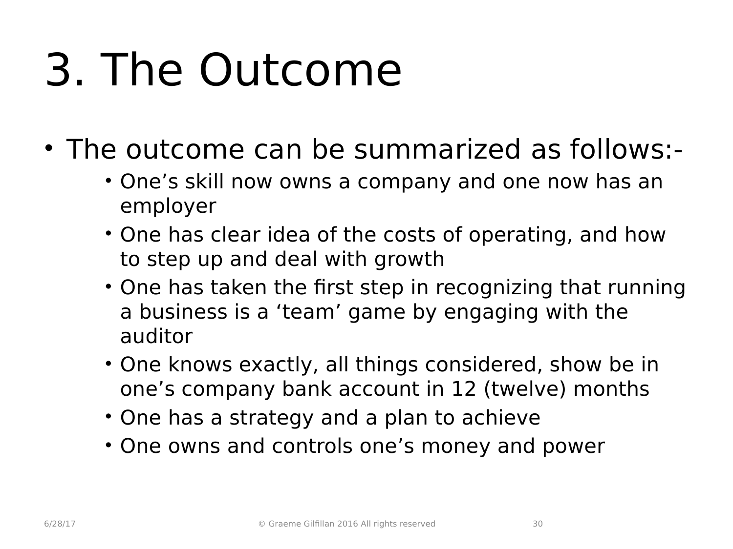# 3. The Outcome

- The outcome can be summarized as follows:-
  - One’s skill now owns a company and one now has an employer
  - One has clear idea of the costs of operating, and how to step up and deal with growth
  - One has taken the first step in recognizing that running a business is a ‘team’ game by engaging with the auditor
  - One knows exactly, all things considered, show be in one’s company bank account in 12 (twelve) months
  - One has a strategy and a plan to achieve
  - One owns and controls one’s money and power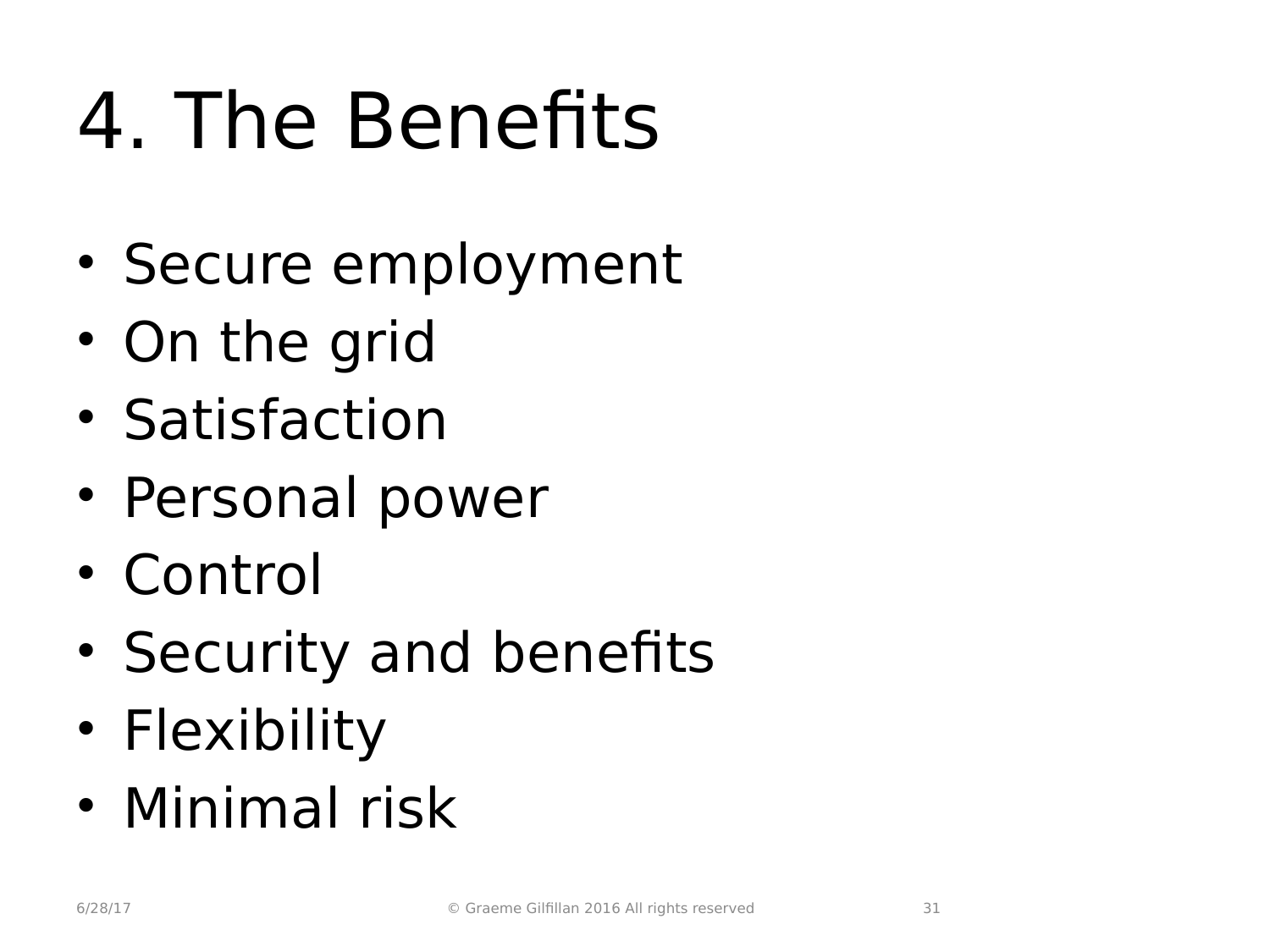# 4. The Benefits

- Secure employment
- On the grid
- Satisfaction
- Personal power
- Control
- Security and benefits
- Flexibility
- Minimal risk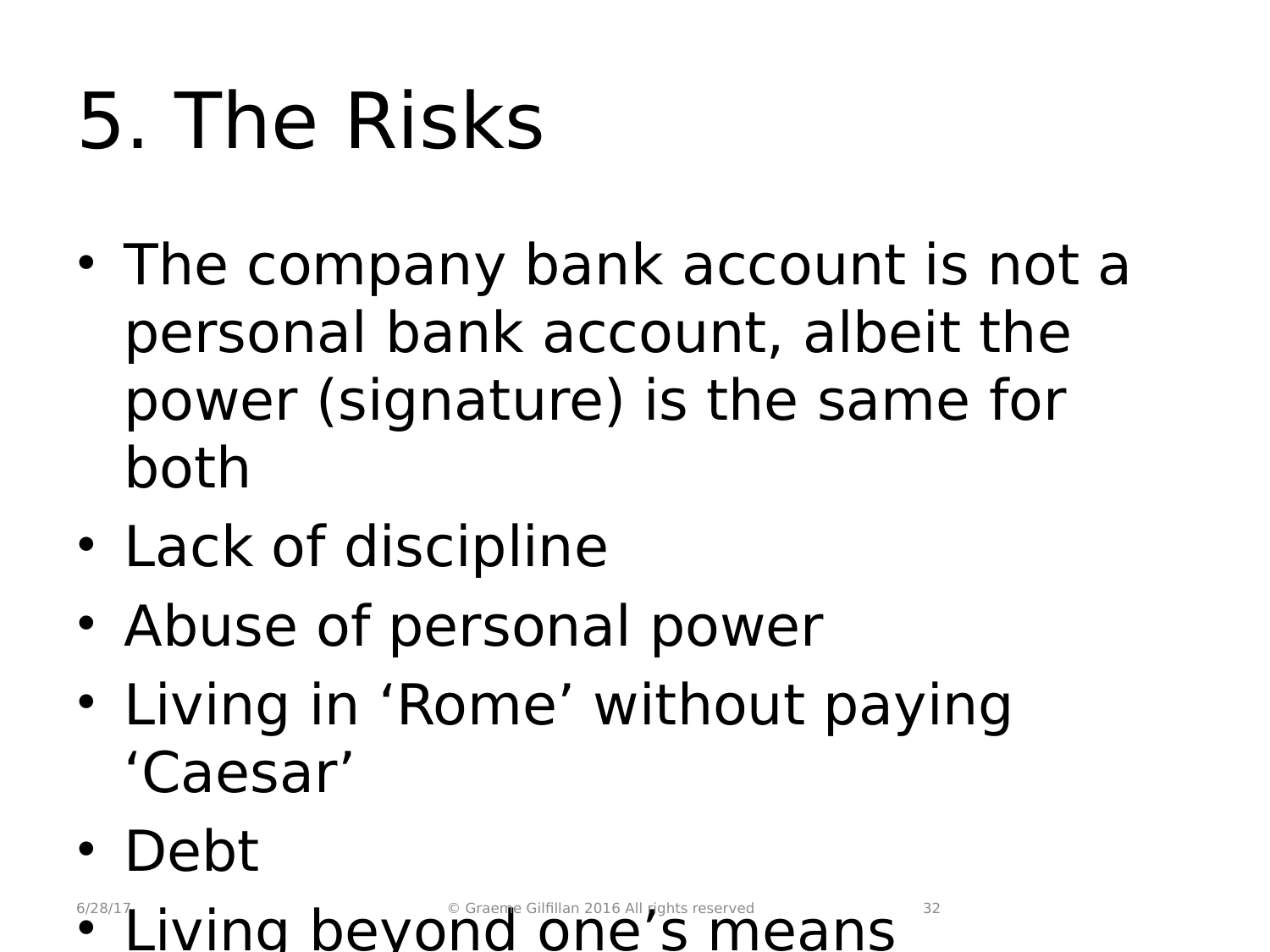# 5. The Risks

- The company bank account is not a personal bank account, albeit the power (signature) is the same for both
- Lack of discipline
- Abuse of personal power
- Living in ‘Rome’ without paying ‘Caesar’
- Debt
- Living beyond one’s means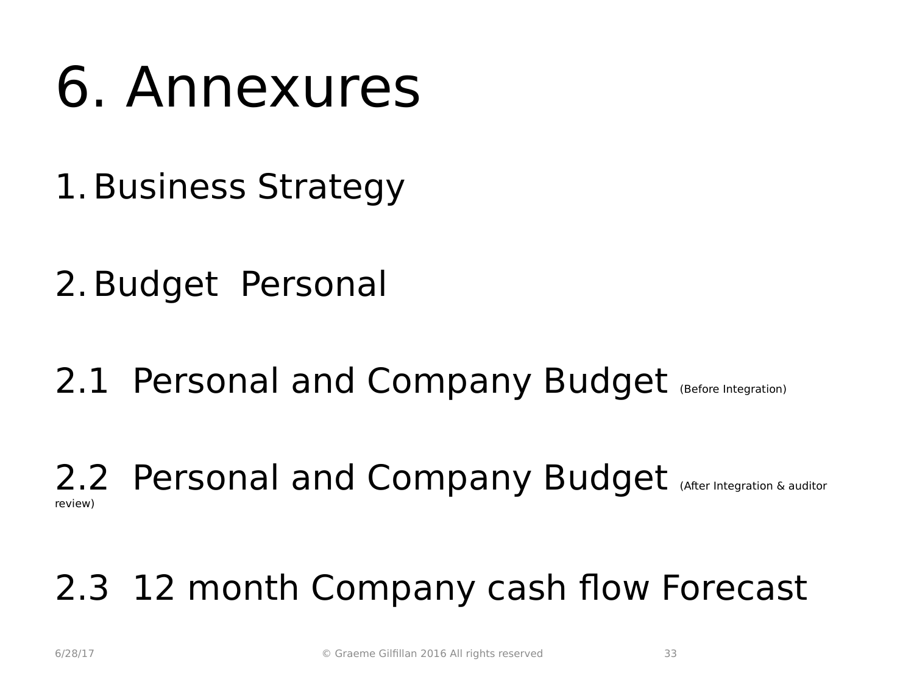# 6. Annexures

1. Business Strategy

2. Budget  Personal

2.1  Personal and Company Budget (Before Integration)

2.2  Personal and Company Budget (After Integration & auditor review)

2.3  12 month Company cash flow Forecast